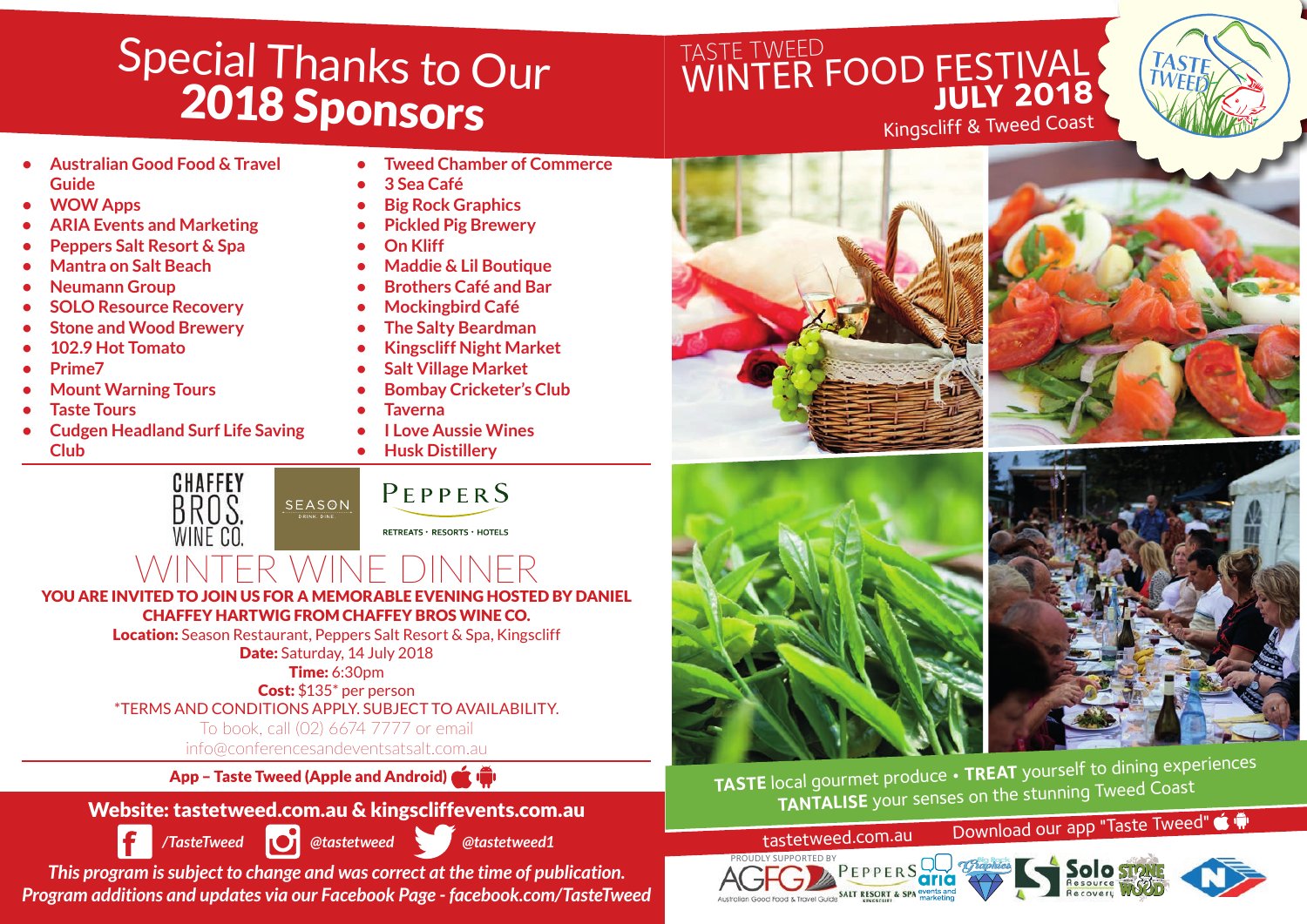# Special Thanks to Our 2018 Sponsors

- Australian Good Food & Travel Guide
- WOW Apps
- ARIA Events and Marketing
- Peppers Salt Resort & Spa
- Mantra on Salt Beach
- Neumann Group
- SOLO Resource Recovery
- Stone and Wood Brewery
- 102.9 Hot Tomato
- Prime7
- Mount Warning Tours
- Taste Tours
- Cudgen Headland Surf Life Saving Club
- Tweed Chamber of Commerce
- 3 Sea Café
- Big Rock Graphics
- Pickled Pig Brewery
- On Kliff
- Maddie & Lil Boutique
- Brothers Café and Bar
- Mockingbird Café
- The Salty Beardman
- Kingscliff Night Market
- Salt Village Market
- Bombay Cricketer's Club
- Taverna
- I Love Aussie Wines
- Husk Distillery

CHAFFEY BROS. WINE CO. | SEASON DRINK. DINE | PEPPERS RETREATS · RESORTS · HOTELS

## WINTER WINE DINNER

**YOU ARE INVITED TO JOIN US FOR A MEMORABLE EVENING HOSTED BY DANIEL CHAFFEY HARTWIG FROM CHAFFEY BROS WINE CO.**

**Location:** Season Restaurant, Peppers Salt Resort & Spa, Kingscliff
**Date:** Saturday, 14 July 2018
**Time:** 6:30pm
**Cost:** $135* per person
*TERMS AND CONDITIONS APPLY. SUBJECT TO AVAILABILITY.
To book, call (02) 6674 7777 or email info@conferencesandeventsatsalt.com.au

**App – Taste Tweed (Apple and Android)**

**Website: tastetweed.com.au & kingscliffevents.com.au**

*/TasteTweed* *@tastetweed* *@tastetweed1*

*This program is subject to change and was correct at the time of publication. Program additions and updates via our Facebook Page - facebook.com/TasteTweed*

# TASTE TWEED WINTER FOOD FESTIVAL JULY 2018

Kingscliff & Tweed Coast

**TASTE** local gourmet produce • **TREAT** yourself to dining experiences
**TANTALISE** your senses on the stunning Tweed Coast

tastetweed.com.au Download our app "Taste Tweed"

PROUDLY SUPPORTED BY

AGFG Australian Good Food & Travel Guide | PEPPERS SALT RESORT & SPA KINGSCLIFF | aria events and marketing | Big Rock Graphics | Solo Resource Recovery | STONE & WOOD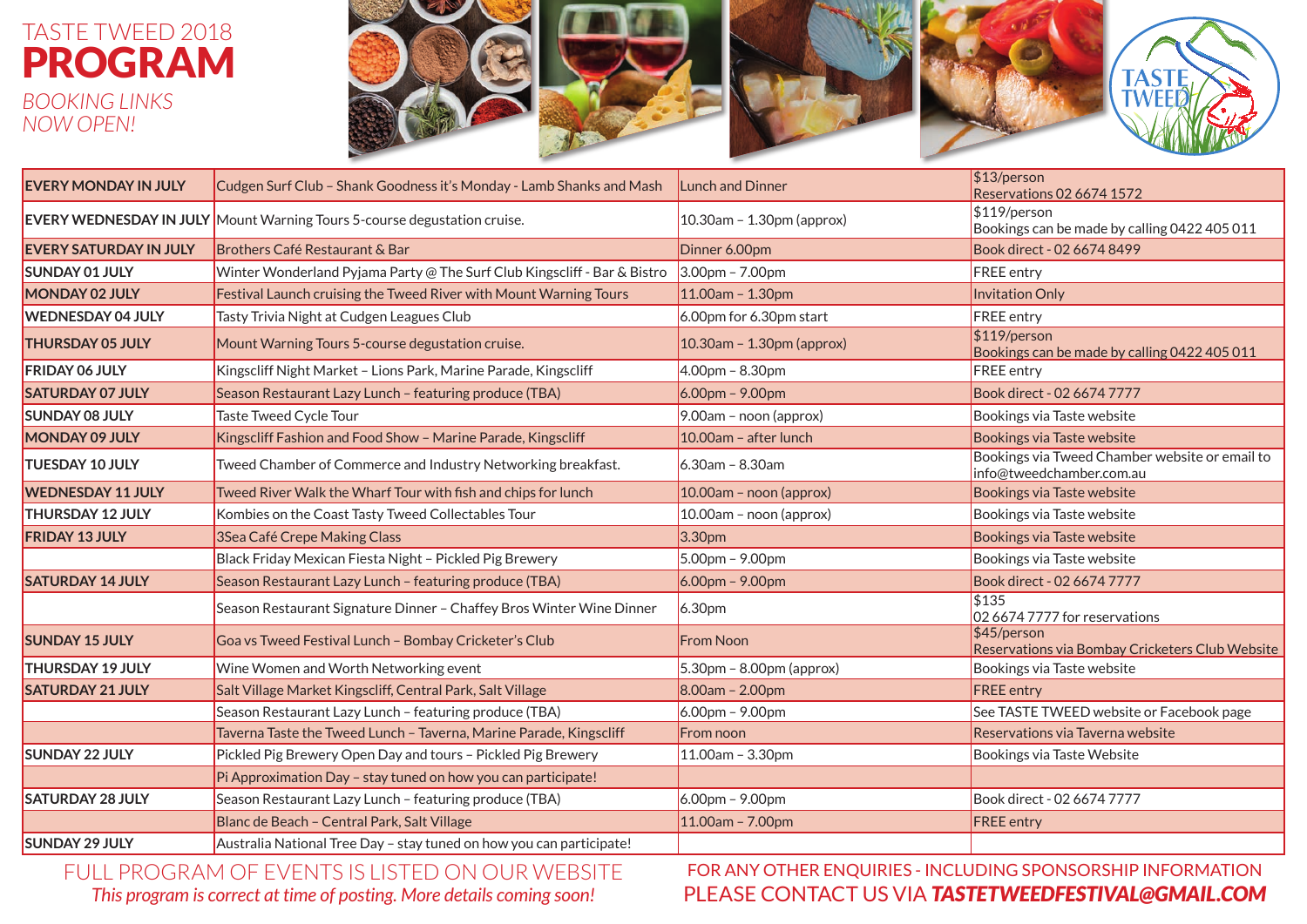# TASTE TWEED 2018 PROGRAM

*BOOKING LINKS NOW OPEN!*

| | | | |
|---|---|---|---|
| **EVERY MONDAY IN JULY** | Cudgen Surf Club – Shank Goodness it's Monday - Lamb Shanks and Mash | Lunch and Dinner | $13/person Reservations 02 6674 1572 |
| **EVERY WEDNESDAY IN JULY** | Mount Warning Tours 5-course degustation cruise. | 10.30am – 1.30pm (approx) | $119/person Bookings can be made by calling 0422 405 011 |
| **EVERY SATURDAY IN JULY** | Brothers Café Restaurant & Bar | Dinner 6.00pm | Book direct - 02 6674 8499 |
| **SUNDAY 01 JULY** | Winter Wonderland Pyjama Party @ The Surf Club Kingscliff - Bar & Bistro | 3.00pm – 7.00pm | FREE entry |
| **MONDAY 02 JULY** | Festival Launch cruising the Tweed River with Mount Warning Tours | 11.00am – 1.30pm | Invitation Only |
| **WEDNESDAY 04 JULY** | Tasty Trivia Night at Cudgen Leagues Club | 6.00pm for 6.30pm start | FREE entry |
| **THURSDAY 05 JULY** | Mount Warning Tours 5-course degustation cruise. | 10.30am – 1.30pm (approx) | $119/person Bookings can be made by calling 0422 405 011 |
| **FRIDAY 06 JULY** | Kingscliff Night Market – Lions Park, Marine Parade, Kingscliff | 4.00pm – 8.30pm | FREE entry |
| **SATURDAY 07 JULY** | Season Restaurant Lazy Lunch – featuring produce (TBA) | 6.00pm – 9.00pm | Book direct - 02 6674 7777 |
| **SUNDAY 08 JULY** | Taste Tweed Cycle Tour | 9.00am – noon (approx) | Bookings via Taste website |
| **MONDAY 09 JULY** | Kingscliff Fashion and Food Show – Marine Parade, Kingscliff | 10.00am – after lunch | Bookings via Taste website |
| **TUESDAY 10 JULY** | Tweed Chamber of Commerce and Industry Networking breakfast. | 6.30am – 8.30am | Bookings via Tweed Chamber website or email to info@tweedchamber.com.au |
| **WEDNESDAY 11 JULY** | Tweed River Walk the Wharf Tour with fish and chips for lunch | 10.00am – noon (approx) | Bookings via Taste website |
| **THURSDAY 12 JULY** | Kombies on the Coast Tasty Tweed Collectables Tour | 10.00am – noon (approx) | Bookings via Taste website |
| **FRIDAY 13 JULY** | 3Sea Café Crepe Making Class | 3.30pm | Bookings via Taste website |
| | Black Friday Mexican Fiesta Night – Pickled Pig Brewery | 5.00pm – 9.00pm | Bookings via Taste website |
| **SATURDAY 14 JULY** | Season Restaurant Lazy Lunch – featuring produce (TBA) | 6.00pm – 9.00pm | Book direct - 02 6674 7777 |
| | Season Restaurant Signature Dinner – Chaffey Bros Winter Wine Dinner | 6.30pm | $135 02 6674 7777 for reservations |
| **SUNDAY 15 JULY** | Goa vs Tweed Festival Lunch – Bombay Cricketer's Club | From Noon | $45/person Reservations via Bombay Cricketers Club Website |
| **THURSDAY 19 JULY** | Wine Women and Worth Networking event | 5.30pm – 8.00pm (approx) | Bookings via Taste website |
| **SATURDAY 21 JULY** | Salt Village Market Kingscliff, Central Park, Salt Village | 8.00am – 2.00pm | FREE entry |
| | Season Restaurant Lazy Lunch – featuring produce (TBA) | 6.00pm – 9.00pm | See TASTE TWEED website or Facebook page |
| | Taverna Taste the Tweed Lunch – Taverna, Marine Parade, Kingscliff | From noon | Reservations via Taverna website |
| **SUNDAY 22 JULY** | Pickled Pig Brewery Open Day and tours – Pickled Pig Brewery | 11.00am – 3.30pm | Bookings via Taste Website |
| | Pi Approximation Day – stay tuned on how you can participate! | | |
| **SATURDAY 28 JULY** | Season Restaurant Lazy Lunch – featuring produce (TBA) | 6.00pm – 9.00pm | Book direct - 02 6674 7777 |
| | Blanc de Beach – Central Park, Salt Village | 11.00am – 7.00pm | FREE entry |
| **SUNDAY 29 JULY** | Australia National Tree Day – stay tuned on how you can participate! | | |

FULL PROGRAM OF EVENTS IS LISTED ON OUR WEBSITE

*This program is correct at time of posting. More details coming soon!*

FOR ANY OTHER ENQUIRIES - INCLUDING SPONSORSHIP INFORMATION PLEASE CONTACT US VIA ***TASTETWEEDFESTIVAL@GMAIL.COM***